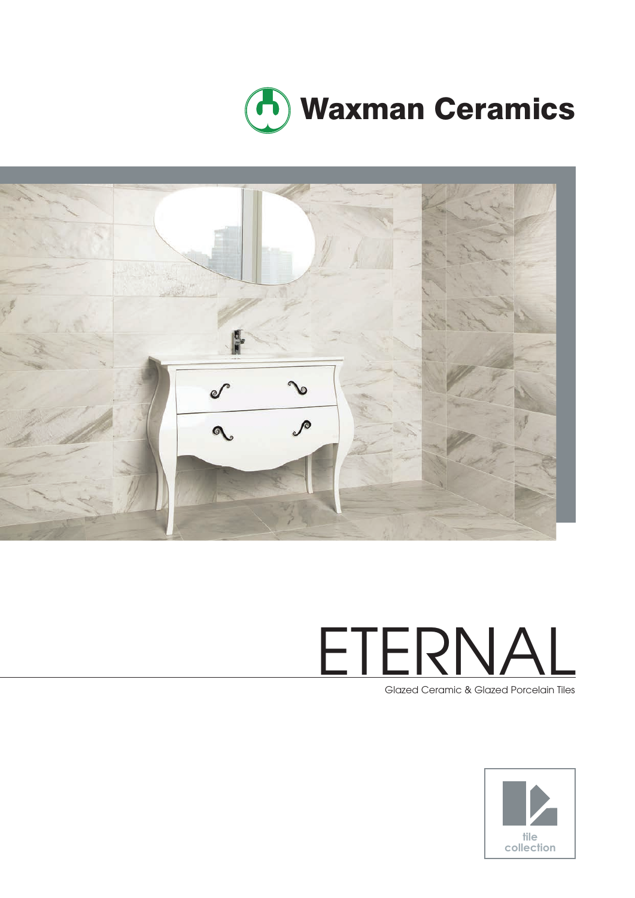Waxman Ceramics

# ETERNAL

Glazed Ceramic & Glazed Porcelain Tiles

tile collection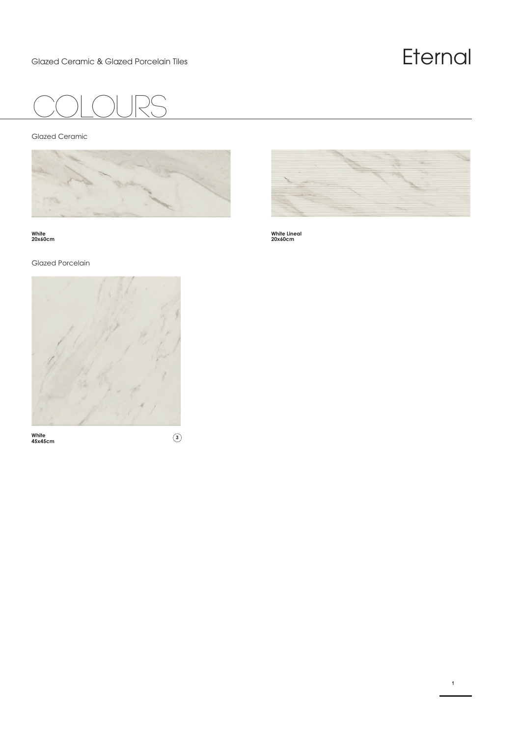# COLOURS

## Glazed Ceramic

**White**
**20x60cm**

**White Lineal**
**20x60cm**

## Glazed Porcelain

**White**
**45x45cm**

3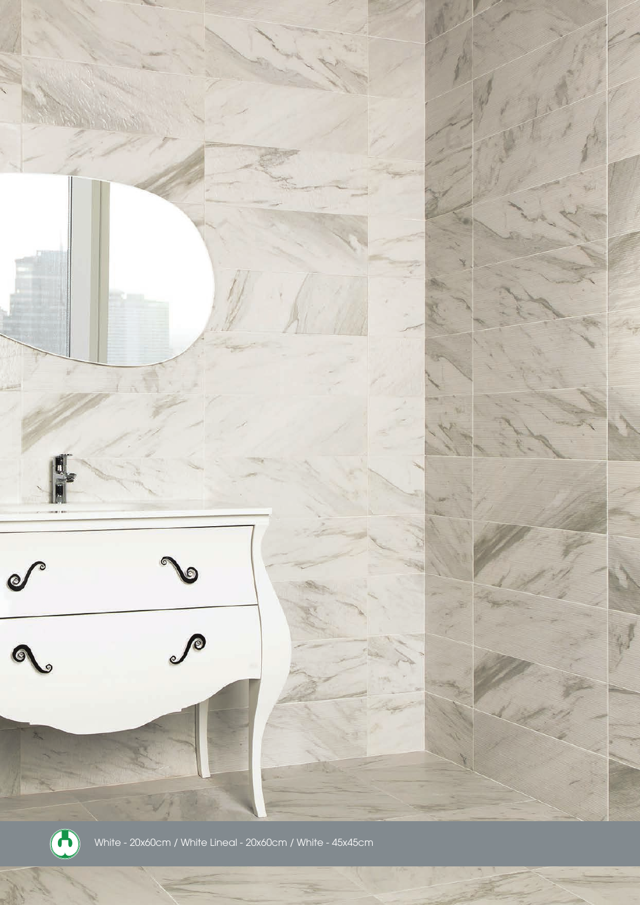White - 20x60cm / White Lineal - 20x60cm / White - 45x45cm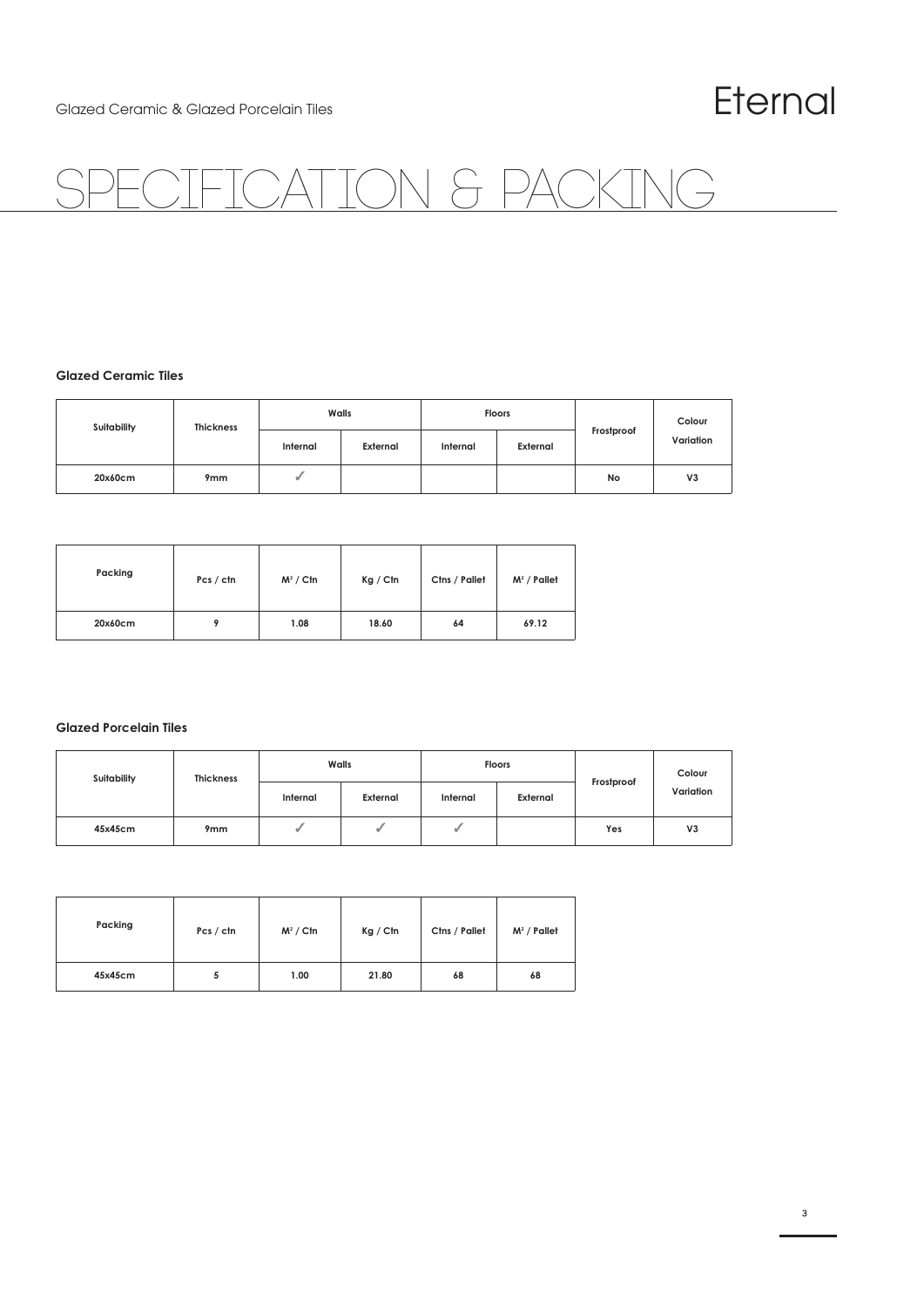Glazed Ceramic & Glazed Porcelain Tiles

# Eternal

# SPECIFICATION & PACKING

### Glazed Ceramic Tiles

| Suitability | Thickness | Walls | | Floors | | Frostproof | Colour Variation |
|---|---|---|---|---|---|---|---|
| | | Internal | External | Internal | External | | |
| 20x60cm | 9mm | ✓ | | | | No | V3 |

| Packing | Pcs / ctn | $M^2$ / Ctn | Kg / Ctn | Ctns / Pallet | $M^2$ / Pallet |
|---|---|---|---|---|---|
| 20x60cm | 9 | 1.08 | 18.60 | 64 | 69.12 |

### Glazed Porcelain Tiles

| Suitability | Thickness | Walls | | Floors | | Frostproof | Colour Variation |
|---|---|---|---|---|---|---|---|
| | | Internal | External | Internal | External | | |
| 45x45cm | 9mm | ✓ | ✓ | ✓ | | Yes | V3 |

| Packing | Pcs / ctn | $M^2$ / Ctn | Kg / Ctn | Ctns / Pallet | $M^2$ / Pallet |
|---|---|---|---|---|---|
| 45x45cm | 5 | 1.00 | 21.80 | 68 | 68 |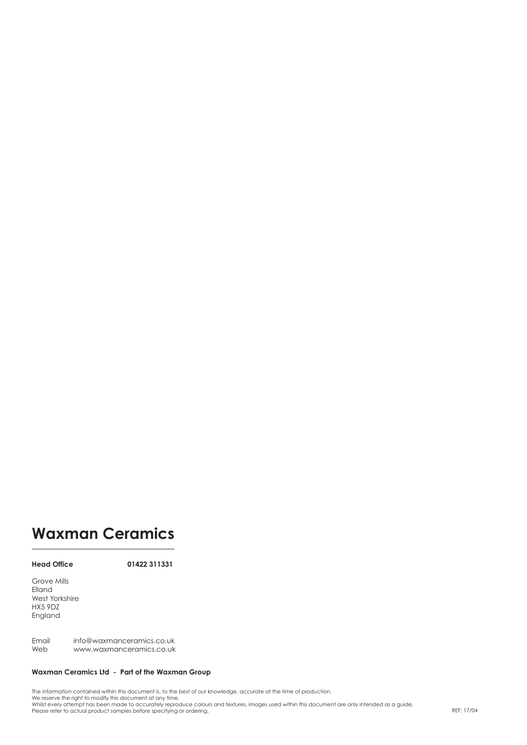# Waxman Ceramics

**Head Office** **01422 311331**

Grove Mills
Elland
West Yorkshire
HX5 9DZ
England

Email info@waxmanceramics.co.uk
Web www.waxmanceramics.co.uk

**Waxman Ceramics Ltd - Part of the Waxman Group**

The information contained within this document is, to the best of our knowledge, accurate at the time of production.
We reserve the right to modify this document at any time.
Whilst every attempt has been made to accurately reproduce colours and textures, images used within this document are only intended as a guide.
Please refer to actual product samples before specifying or ordering.

REF: 17/04